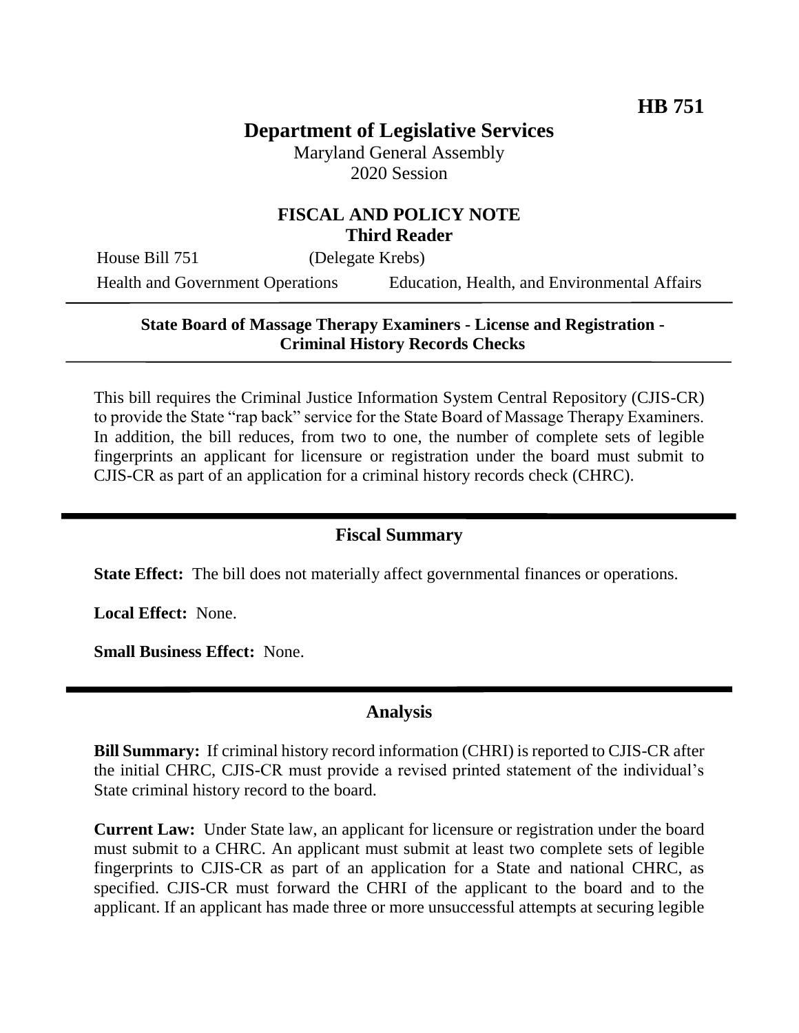**HB 751**

# Department of Legislative Services

Maryland General Assembly
2020 Session

## FISCAL AND POLICY NOTE
**Third Reader**

House Bill 751 (Delegate Krebs)

Health and Government Operations Education, Health, and Environmental Affairs

---

**State Board of Massage Therapy Examiners - License and Registration - Criminal History Records Checks**

---

This bill requires the Criminal Justice Information System Central Repository (CJIS-CR) to provide the State "rap back" service for the State Board of Massage Therapy Examiners. In addition, the bill reduces, from two to one, the number of complete sets of legible fingerprints an applicant for licensure or registration under the board must submit to CJIS-CR as part of an application for a criminal history records check (CHRC).

## Fiscal Summary

**State Effect:** The bill does not materially affect governmental finances or operations.

**Local Effect:** None.

**Small Business Effect:** None.

## Analysis

**Bill Summary:** If criminal history record information (CHRI) is reported to CJIS-CR after the initial CHRC, CJIS-CR must provide a revised printed statement of the individual's State criminal history record to the board.

**Current Law:** Under State law, an applicant for licensure or registration under the board must submit to a CHRC. An applicant must submit at least two complete sets of legible fingerprints to CJIS-CR as part of an application for a State and national CHRC, as specified. CJIS-CR must forward the CHRI of the applicant to the board and to the applicant. If an applicant has made three or more unsuccessful attempts at securing legible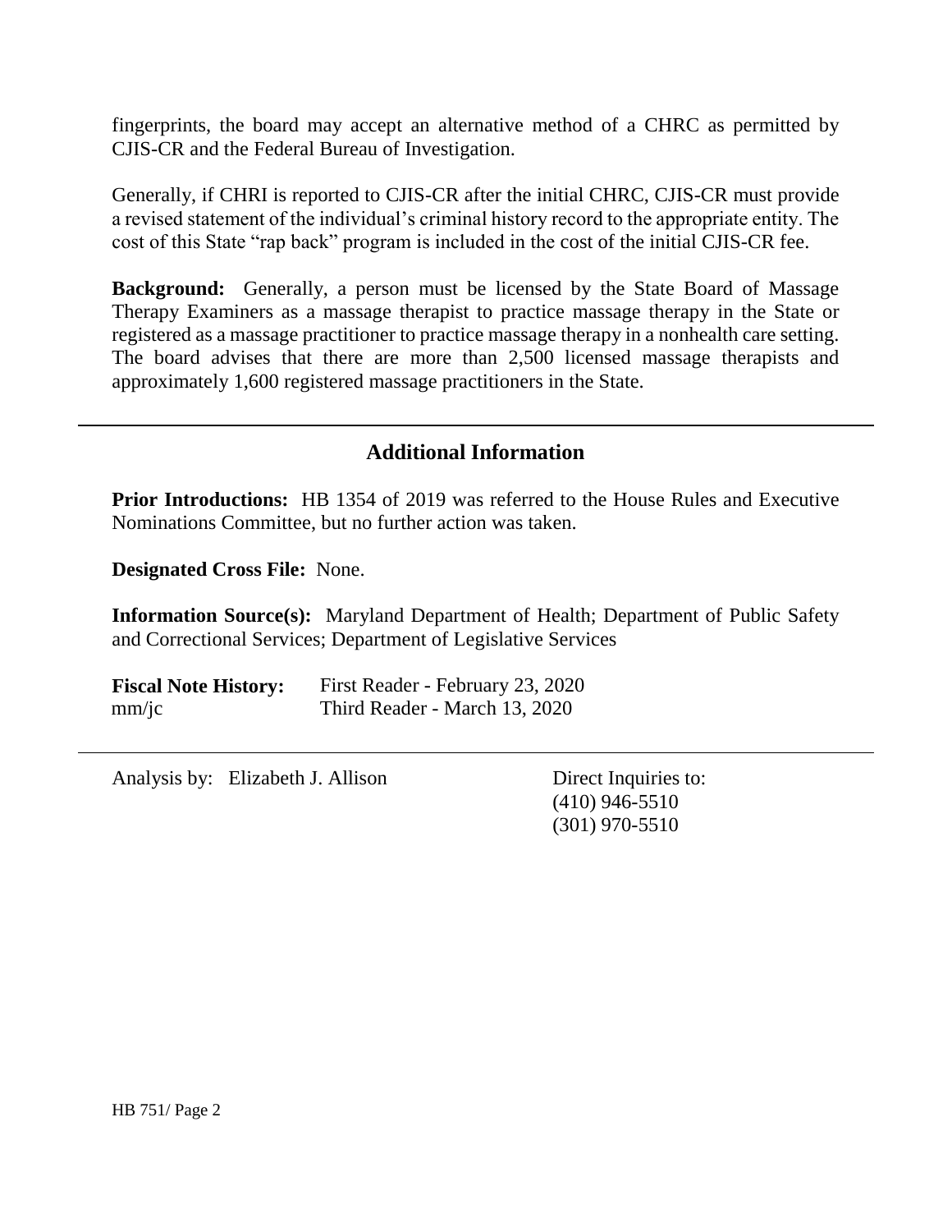fingerprints, the board may accept an alternative method of a CHRC as permitted by CJIS-CR and the Federal Bureau of Investigation.

Generally, if CHRI is reported to CJIS-CR after the initial CHRC, CJIS-CR must provide a revised statement of the individual's criminal history record to the appropriate entity. The cost of this State "rap back" program is included in the cost of the initial CJIS-CR fee.

**Background:** Generally, a person must be licensed by the State Board of Massage Therapy Examiners as a massage therapist to practice massage therapy in the State or registered as a massage practitioner to practice massage therapy in a nonhealth care setting. The board advises that there are more than 2,500 licensed massage therapists and approximately 1,600 registered massage practitioners in the State.

---

## Additional Information

**Prior Introductions:** HB 1354 of 2019 was referred to the House Rules and Executive Nominations Committee, but no further action was taken.

**Designated Cross File:** None.

**Information Source(s):** Maryland Department of Health; Department of Public Safety and Correctional Services; Department of Legislative Services

**Fiscal Note History:** First Reader - February 23, 2020
mm/jc Third Reader - March 13, 2020

---

Analysis by: Elizabeth J. Allison

Direct Inquiries to:
(410) 946-5510
(301) 970-5510